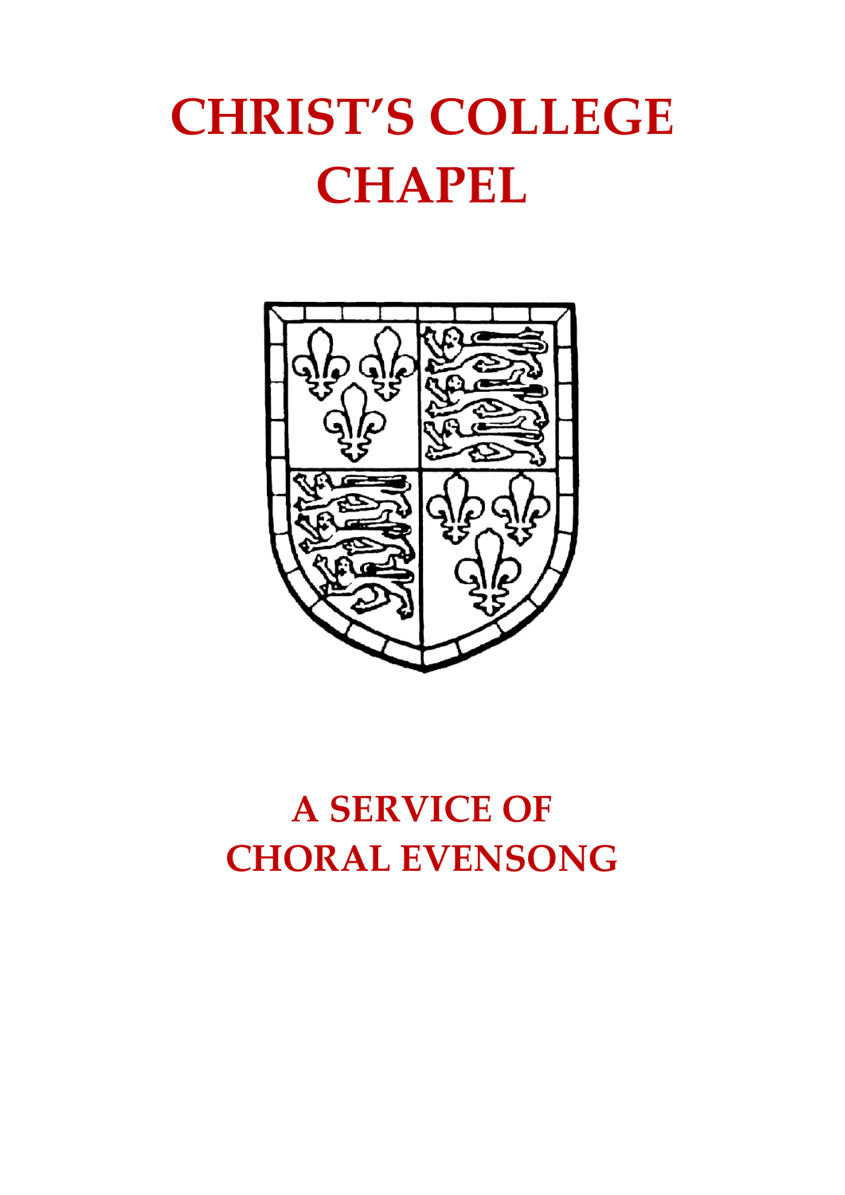# CHRIST'S COLLEGE CHAPEL

## A SERVICE OF CHORAL EVENSONG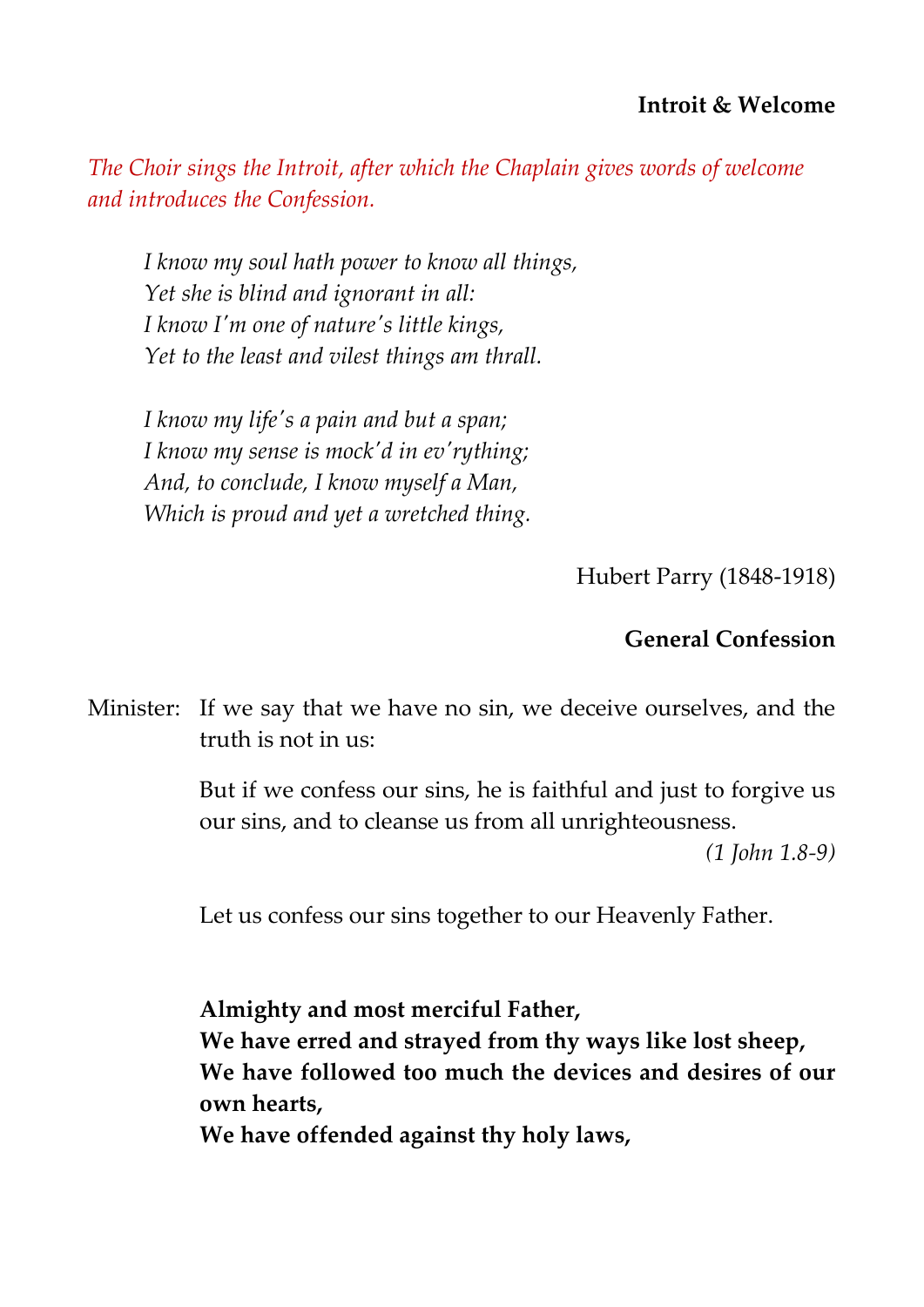## Introit & Welcome

*The Choir sings the Introit, after which the Chaplain gives words of welcome and introduces the Confession.*

*I know my soul hath power to know all things,*
*Yet she is blind and ignorant in all:*
*I know I'm one of nature's little kings,*
*Yet to the least and vilest things am thrall.*

*I know my life's a pain and but a span;*
*I know my sense is mock'd in ev'rything;*
*And, to conclude, I know myself a Man,*
*Which is proud and yet a wretched thing.*

Hubert Parry (1848-1918)

## General Confession

Minister: If we say that we have no sin, we deceive ourselves, and the truth is not in us:

But if we confess our sins, he is faithful and just to forgive us our sins, and to cleanse us from all unrighteousness.

*(1 John 1.8-9)*

Let us confess our sins together to our Heavenly Father.

**Almighty and most merciful Father,**
**We have erred and strayed from thy ways like lost sheep,**
**We have followed too much the devices and desires of our own hearts,**
**We have offended against thy holy laws,**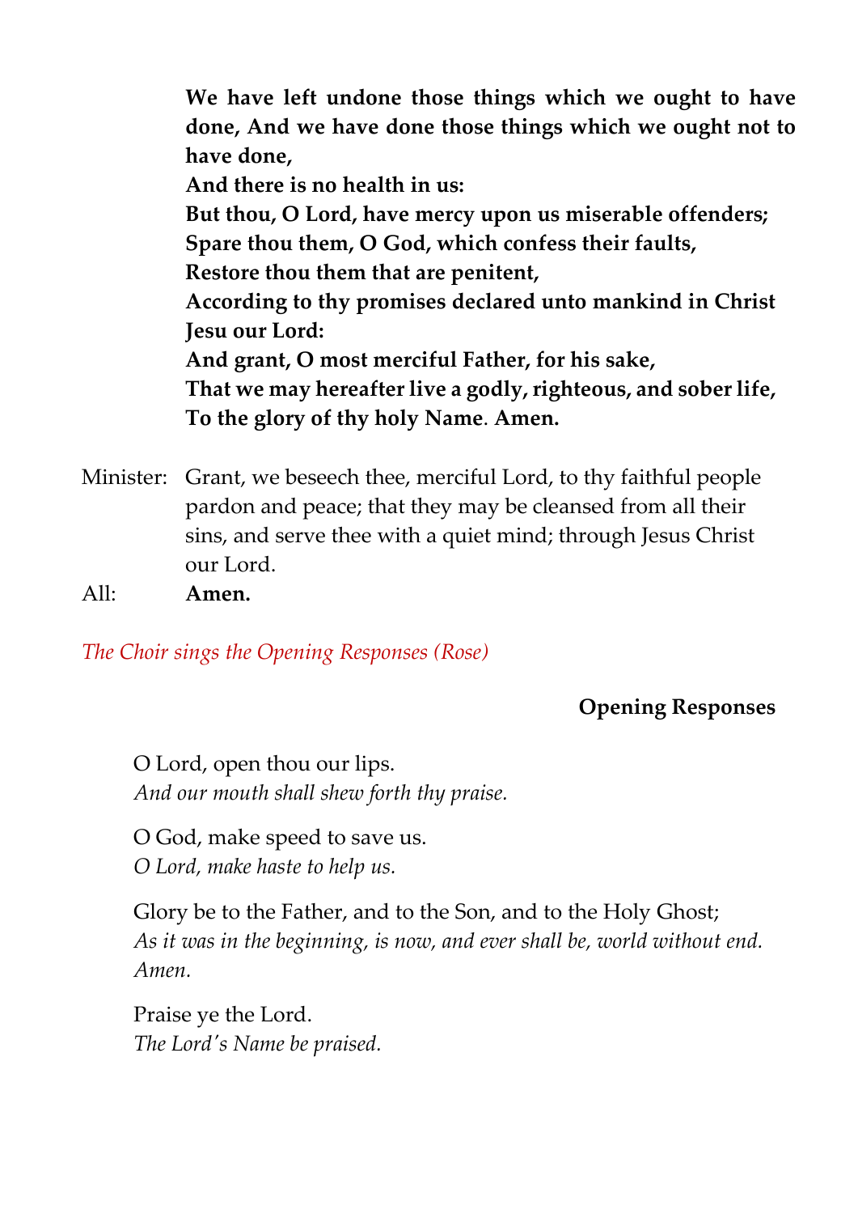**We have left undone those things which we ought to have done, And we have done those things which we ought not to have done,**
**And there is no health in us:**
**But thou, O Lord, have mercy upon us miserable offenders;**
**Spare thou them, O God, which confess their faults,**
**Restore thou them that are penitent,**
**According to thy promises declared unto mankind in Christ Jesu our Lord:**
**And grant, O most merciful Father, for his sake,**
**That we may hereafter live a godly, righteous, and sober life,**
**To the glory of thy holy Name. Amen.**

Minister: Grant, we beseech thee, merciful Lord, to thy faithful people pardon and peace; that they may be cleansed from all their sins, and serve thee with a quiet mind; through Jesus Christ our Lord.

All: **Amen.**

*The Choir sings the Opening Responses (Rose)*

**Opening Responses**

O Lord, open thou our lips.
*And our mouth shall shew forth thy praise.*

O God, make speed to save us.
*O Lord, make haste to help us.*

Glory be to the Father, and to the Son, and to the Holy Ghost;
*As it was in the beginning, is now, and ever shall be, world without end. Amen.*

Praise ye the Lord.
*The Lord's Name be praised.*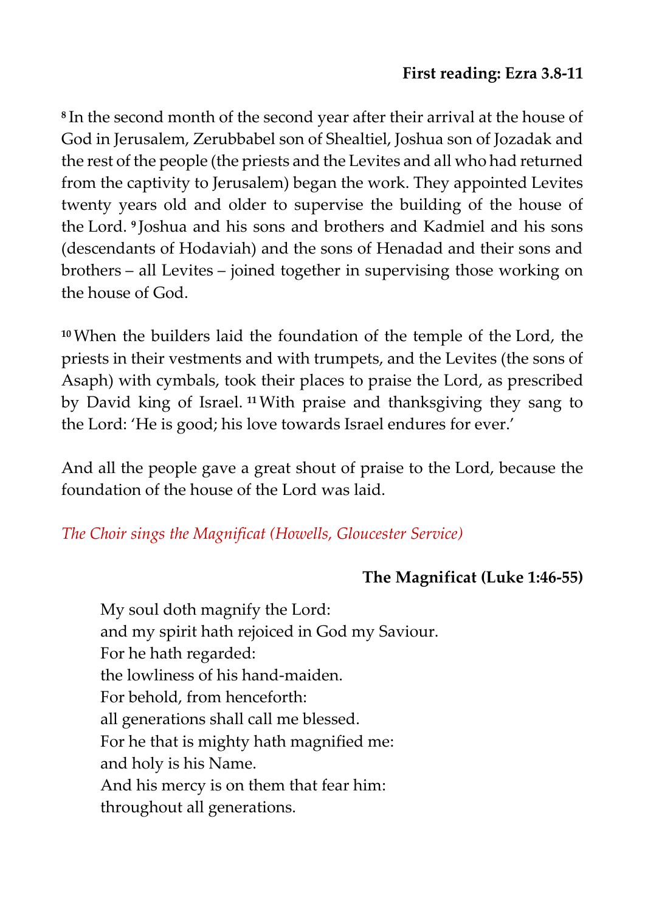### First reading: Ezra 3.8-11

[8] In the second month of the second year after their arrival at the house of God in Jerusalem, Zerubbabel son of Shealtiel, Joshua son of Jozadak and the rest of the people (the priests and the Levites and all who had returned from the captivity to Jerusalem) began the work. They appointed Levites twenty years old and older to supervise the building of the house of the Lord. [9] Joshua and his sons and brothers and Kadmiel and his sons (descendants of Hodaviah) and the sons of Henadad and their sons and brothers – all Levites – joined together in supervising those working on the house of God.

[10] When the builders laid the foundation of the temple of the Lord, the priests in their vestments and with trumpets, and the Levites (the sons of Asaph) with cymbals, took their places to praise the Lord, as prescribed by David king of Israel. [11] With praise and thanksgiving they sang to the Lord: 'He is good; his love towards Israel endures for ever.'

And all the people gave a great shout of praise to the Lord, because the foundation of the house of the Lord was laid.

*The Choir sings the Magnificat (Howells, Gloucester Service)*

### The Magnificat (Luke 1:46-55)

My soul doth magnify the Lord:
and my spirit hath rejoiced in God my Saviour.
For he hath regarded:
the lowliness of his hand-maiden.
For behold, from henceforth:
all generations shall call me blessed.
For he that is mighty hath magnified me:
and holy is his Name.
And his mercy is on them that fear him:
throughout all generations.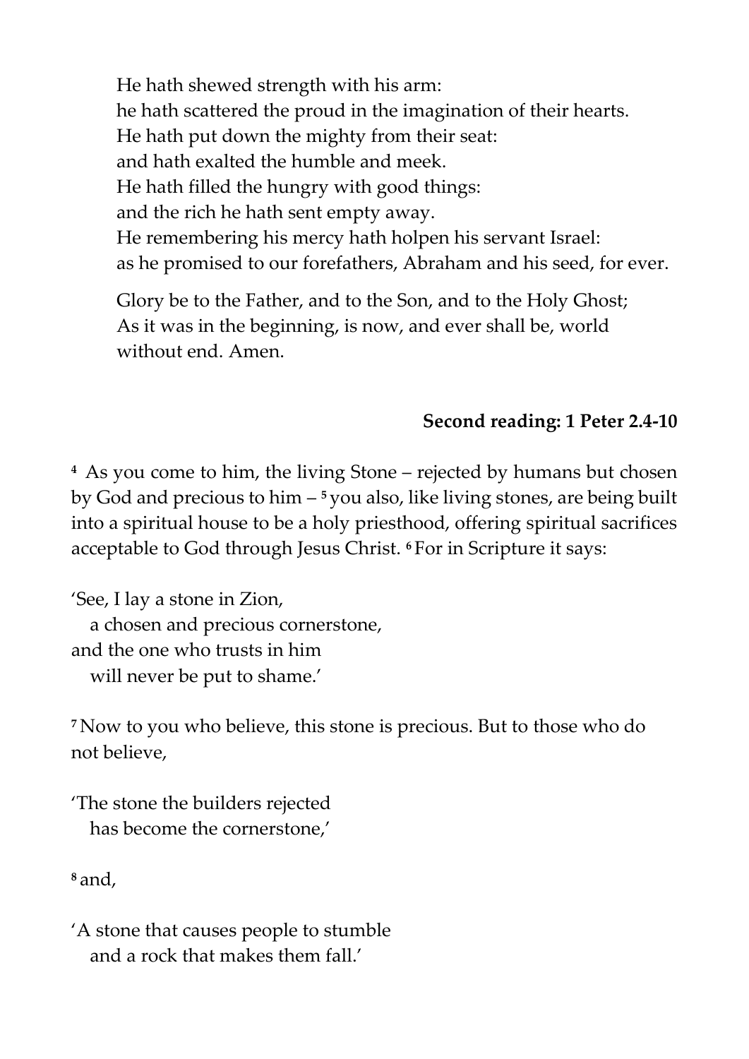He hath shewed strength with his arm:  
he hath scattered the proud in the imagination of their hearts.  
He hath put down the mighty from their seat:  
and hath exalted the humble and meek.  
He hath filled the hungry with good things:  
and the rich he hath sent empty away.  
He remembering his mercy hath holpen his servant Israel:  
as he promised to our forefathers, Abraham and his seed, for ever.

Glory be to the Father, and to the Son, and to the Holy Ghost;  
As it was in the beginning, is now, and ever shall be, world without end. Amen.

**Second reading: 1 Peter 2.4-10**

**4** As you come to him, the living Stone – rejected by humans but chosen by God and precious to him – **5** you also, like living stones, are being built into a spiritual house to be a holy priesthood, offering spiritual sacrifices acceptable to God through Jesus Christ. **6** For in Scripture it says:

'See, I lay a stone in Zion,  
   a chosen and precious cornerstone,  
and the one who trusts in him  
   will never be put to shame.'

**7** Now to you who believe, this stone is precious. But to those who do not believe,

'The stone the builders rejected  
   has become the cornerstone,'

**8** and,

'A stone that causes people to stumble  
   and a rock that makes them fall.'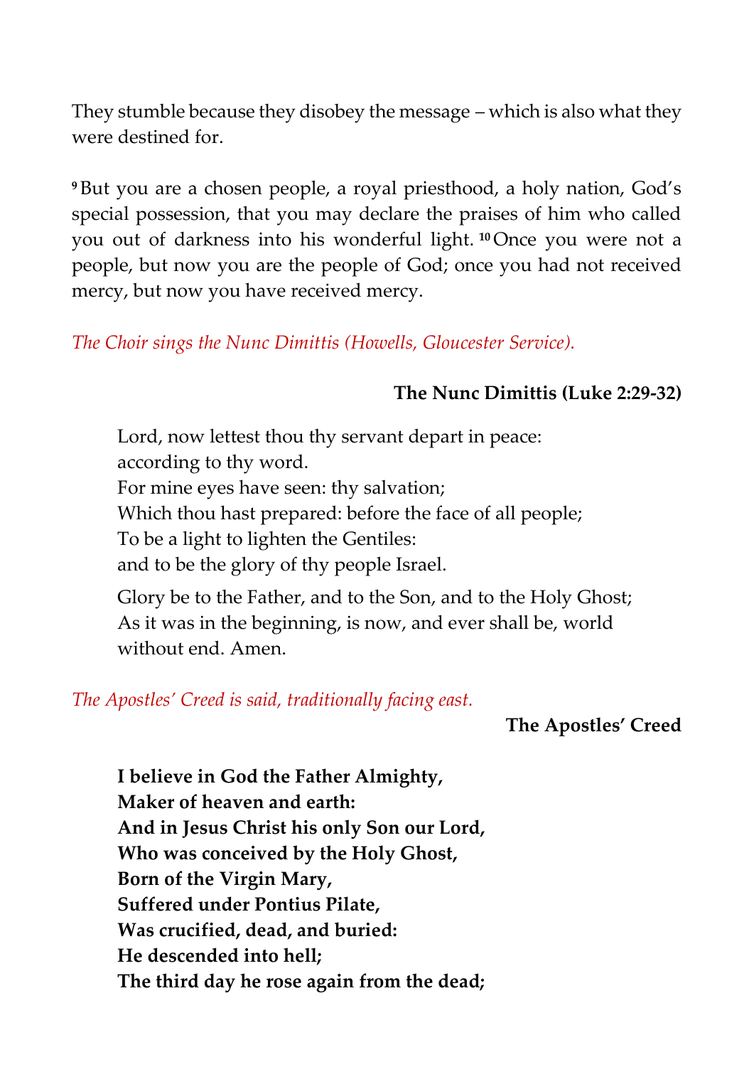They stumble because they disobey the message – which is also what they were destined for.

[9] But you are a chosen people, a royal priesthood, a holy nation, God's special possession, that you may declare the praises of him who called you out of darkness into his wonderful light. [10] Once you were not a people, but now you are the people of God; once you had not received mercy, but now you have received mercy.

*The Choir sings the Nunc Dimittis (Howells, Gloucester Service).*

**The Nunc Dimittis (Luke 2:29-32)**

Lord, now lettest thou thy servant depart in peace:
according to thy word.
For mine eyes have seen: thy salvation;
Which thou hast prepared: before the face of all people;
To be a light to lighten the Gentiles:
and to be the glory of thy people Israel.

Glory be to the Father, and to the Son, and to the Holy Ghost;
As it was in the beginning, is now, and ever shall be, world without end. Amen.

*The Apostles' Creed is said, traditionally facing east.*

**The Apostles' Creed**

**I believe in God the Father Almighty,**
**Maker of heaven and earth:**
**And in Jesus Christ his only Son our Lord,**
**Who was conceived by the Holy Ghost,**
**Born of the Virgin Mary,**
**Suffered under Pontius Pilate,**
**Was crucified, dead, and buried:**
**He descended into hell;**
**The third day he rose again from the dead;**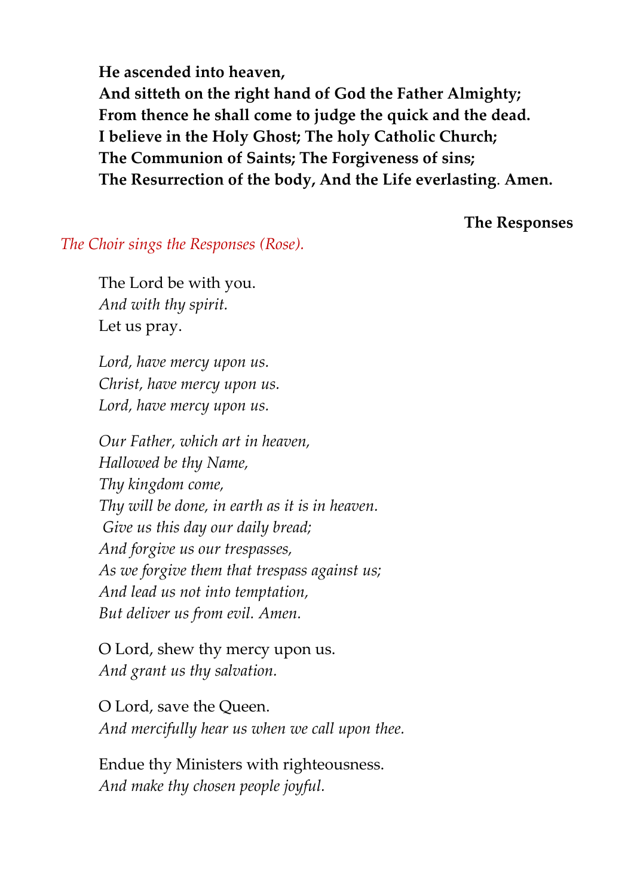**He ascended into heaven,**
**And sitteth on the right hand of God the Father Almighty;**
**From thence he shall come to judge the quick and the dead.**
**I believe in the Holy Ghost; The holy Catholic Church;**
**The Communion of Saints; The Forgiveness of sins;**
**The Resurrection of the body, And the Life everlasting. Amen.**

## The Responses

*The Choir sings the Responses (Rose).*

The Lord be with you.
*And with thy spirit.*
Let us pray.

*Lord, have mercy upon us.*
*Christ, have mercy upon us.*
*Lord, have mercy upon us.*

*Our Father, which art in heaven,*
*Hallowed be thy Name,*
*Thy kingdom come,*
*Thy will be done, in earth as it is in heaven.*
*Give us this day our daily bread;*
*And forgive us our trespasses,*
*As we forgive them that trespass against us;*
*And lead us not into temptation,*
*But deliver us from evil. Amen.*

O Lord, shew thy mercy upon us.
*And grant us thy salvation.*

O Lord, save the Queen.
*And mercifully hear us when we call upon thee.*

Endue thy Ministers with righteousness.
*And make thy chosen people joyful.*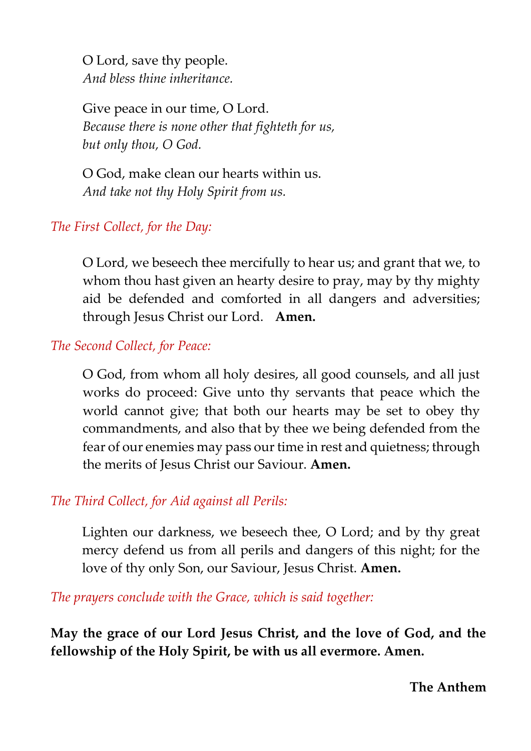O Lord, save thy people.
*And bless thine inheritance.*

Give peace in our time, O Lord.
*Because there is none other that fighteth for us,*
*but only thou, O God.*

O God, make clean our hearts within us.
*And take not thy Holy Spirit from us.*

*The First Collect, for the Day:*

O Lord, we beseech thee mercifully to hear us; and grant that we, to whom thou hast given an hearty desire to pray, may by thy mighty aid be defended and comforted in all dangers and adversities; through Jesus Christ our Lord. **Amen.**

*The Second Collect, for Peace:*

O God, from whom all holy desires, all good counsels, and all just works do proceed: Give unto thy servants that peace which the world cannot give; that both our hearts may be set to obey thy commandments, and also that by thee we being defended from the fear of our enemies may pass our time in rest and quietness; through the merits of Jesus Christ our Saviour. **Amen.**

*The Third Collect, for Aid against all Perils:*

Lighten our darkness, we beseech thee, O Lord; and by thy great mercy defend us from all perils and dangers of this night; for the love of thy only Son, our Saviour, Jesus Christ. **Amen.**

*The prayers conclude with the Grace, which is said together:*

**May the grace of our Lord Jesus Christ, and the love of God, and the fellowship of the Holy Spirit, be with us all evermore. Amen.**

**The Anthem**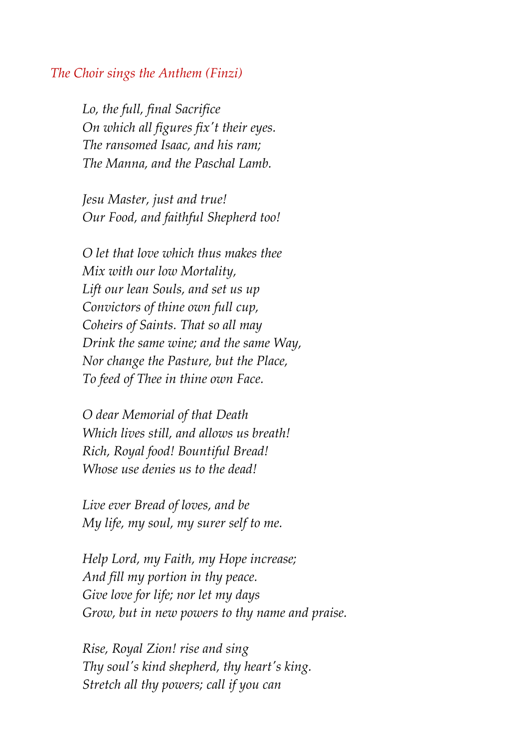*The Choir sings the Anthem (Finzi)*

*Lo, the full, final Sacrifice*
*On which all figures fix't their eyes.*
*The ransomed Isaac, and his ram;*
*The Manna, and the Paschal Lamb.*

*Jesu Master, just and true!*
*Our Food, and faithful Shepherd too!*

*O let that love which thus makes thee*
*Mix with our low Mortality,*
*Lift our lean Souls, and set us up*
*Convictors of thine own full cup,*
*Coheirs of Saints. That so all may*
*Drink the same wine; and the same Way,*
*Nor change the Pasture, but the Place,*
*To feed of Thee in thine own Face.*

*O dear Memorial of that Death*
*Which lives still, and allows us breath!*
*Rich, Royal food! Bountiful Bread!*
*Whose use denies us to the dead!*

*Live ever Bread of loves, and be*
*My life, my soul, my surer self to me.*

*Help Lord, my Faith, my Hope increase;*
*And fill my portion in thy peace.*
*Give love for life; nor let my days*
*Grow, but in new powers to thy name and praise.*

*Rise, Royal Zion! rise and sing*
*Thy soul's kind shepherd, thy heart's king.*
*Stretch all thy powers; call if you can*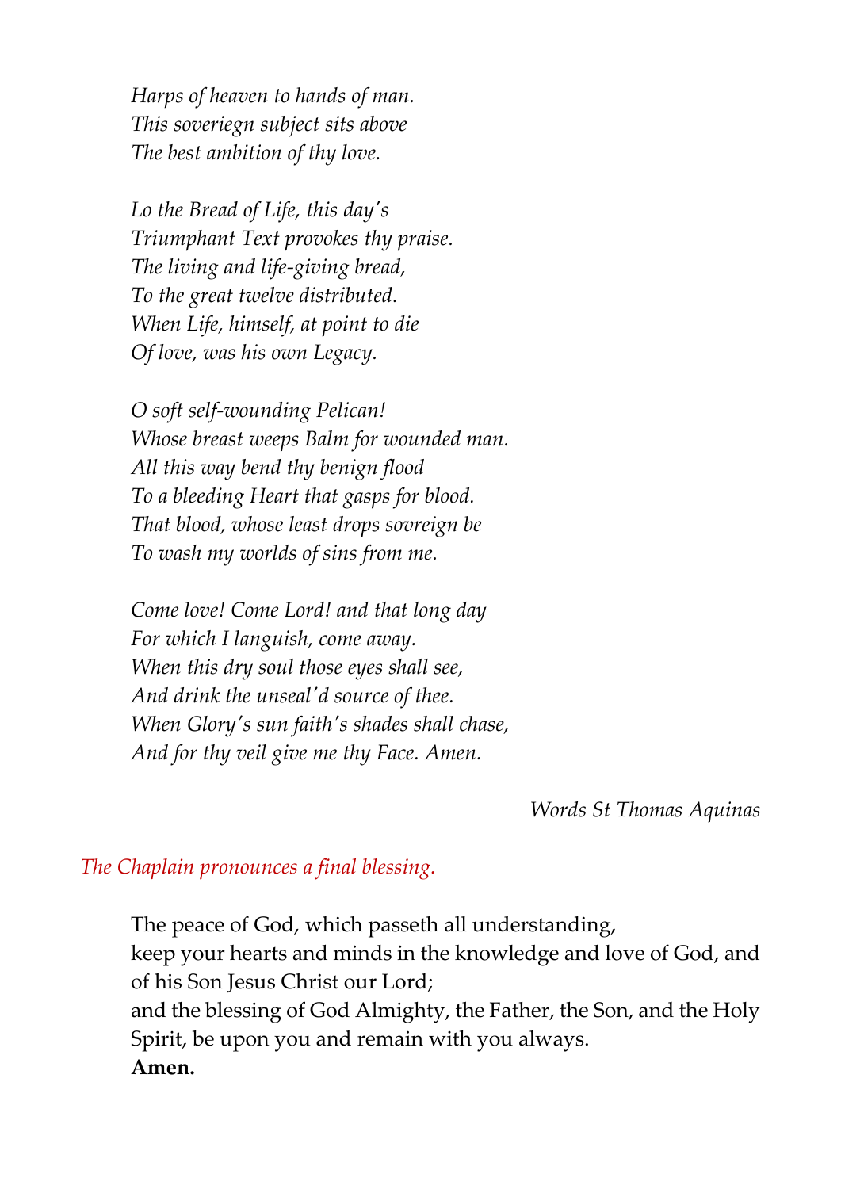*Harps of heaven to hands of man.*
*This soveriegn subject sits above*
*The best ambition of thy love.*

*Lo the Bread of Life, this day's*
*Triumphant Text provokes thy praise.*
*The living and life-giving bread,*
*To the great twelve distributed.*
*When Life, himself, at point to die*
*Of love, was his own Legacy.*

*O soft self-wounding Pelican!*
*Whose breast weeps Balm for wounded man.*
*All this way bend thy benign flood*
*To a bleeding Heart that gasps for blood.*
*That blood, whose least drops sovreign be*
*To wash my worlds of sins from me.*

*Come love! Come Lord! and that long day*
*For which I languish, come away.*
*When this dry soul those eyes shall see,*
*And drink the unseal'd source of thee.*
*When Glory's sun faith's shades shall chase,*
*And for thy veil give me thy Face. Amen.*

*Words St Thomas Aquinas*

*The Chaplain pronounces a final blessing.*

The peace of God, which passeth all understanding,
keep your hearts and minds in the knowledge and love of God, and of his Son Jesus Christ our Lord;
and the blessing of God Almighty, the Father, the Son, and the Holy Spirit, be upon you and remain with you always.
**Amen.**